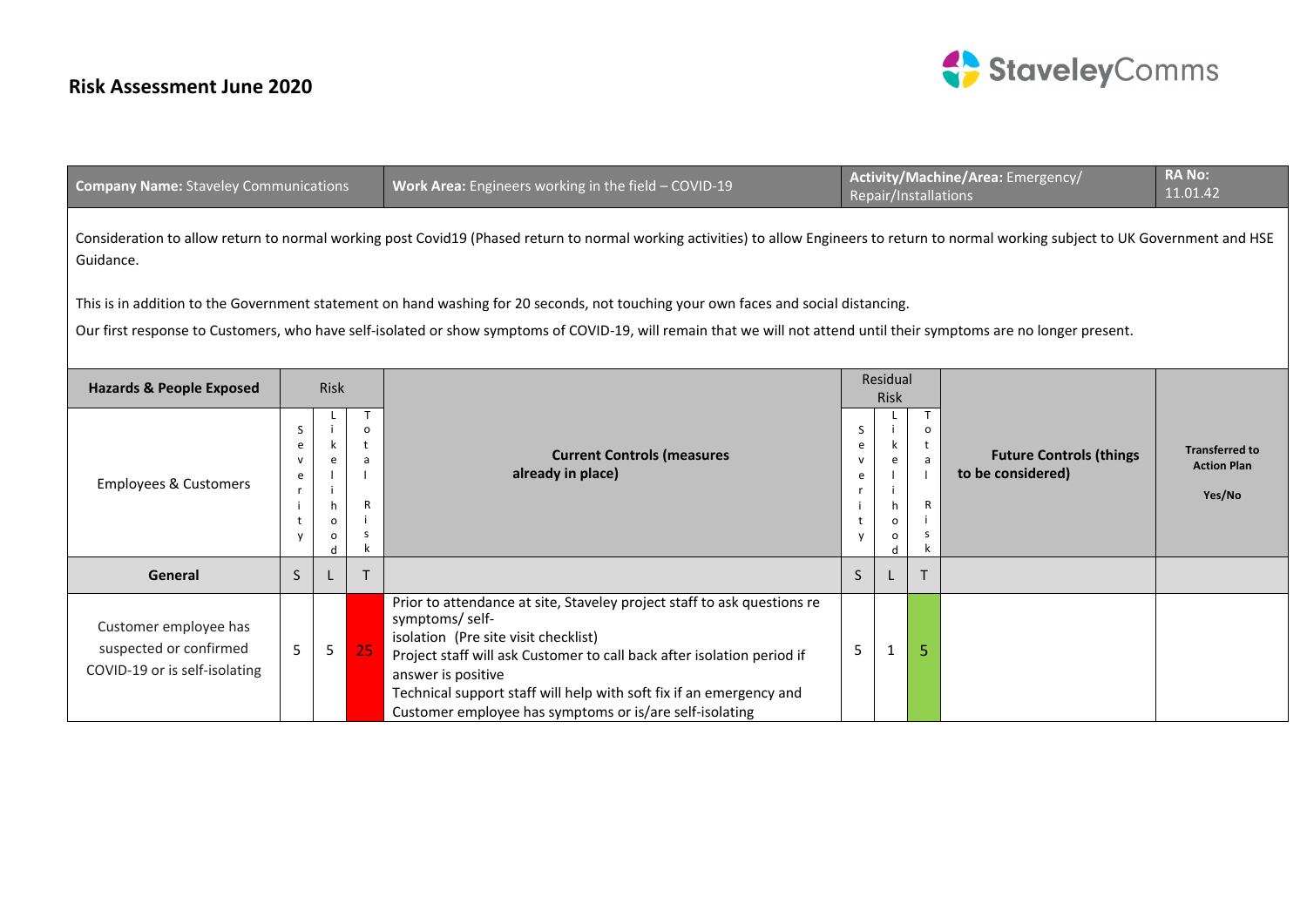## Risk Assessment June 2020

| **Company Name:** Staveley Communications | **Work Area:** Engineers working in the field – COVID-19 | **Activity/Machine/Area:** Emergency/ Repair/Installations | **RA No:** 11.01.42 |
|---|---|---|---|

Consideration to allow return to normal working post Covid19 (Phased return to normal working activities) to allow Engineers to return to normal working subject to UK Government and HSE Guidance.

This is in addition to the Government statement on hand washing for 20 seconds, not touching your own faces and social distancing.

Our first response to Customers, who have self-isolated or show symptoms of COVID-19, will remain that we will not attend until their symptoms are no longer present.

| **Hazards & People Exposed** | Risk | | | **Current Controls (measures already in place)** | Residual Risk | | | **Future Controls (things to be considered)** | **Transferred to Action Plan Yes/No** |
|---|---|---|---|---|---|---|---|---|---|
| Employees & Customers | Severity | Likelihood | Total Risk | | Severity | Likelihood | Total Risk | | |
| **General** | S | L | T | | S | L | T | | |
| Customer employee has suspected or confirmed COVID-19 or is self-isolating | 5 | 5 | 25 | Prior to attendance at site, Staveley project staff to ask questions re symptoms/ self-isolation (Pre site visit checklist)<br>Project staff will ask Customer to call back after isolation period if answer is positive<br>Technical support staff will help with soft fix if an emergency and Customer employee has symptoms or is/are self-isolating | 5 | 1 | 5 | | |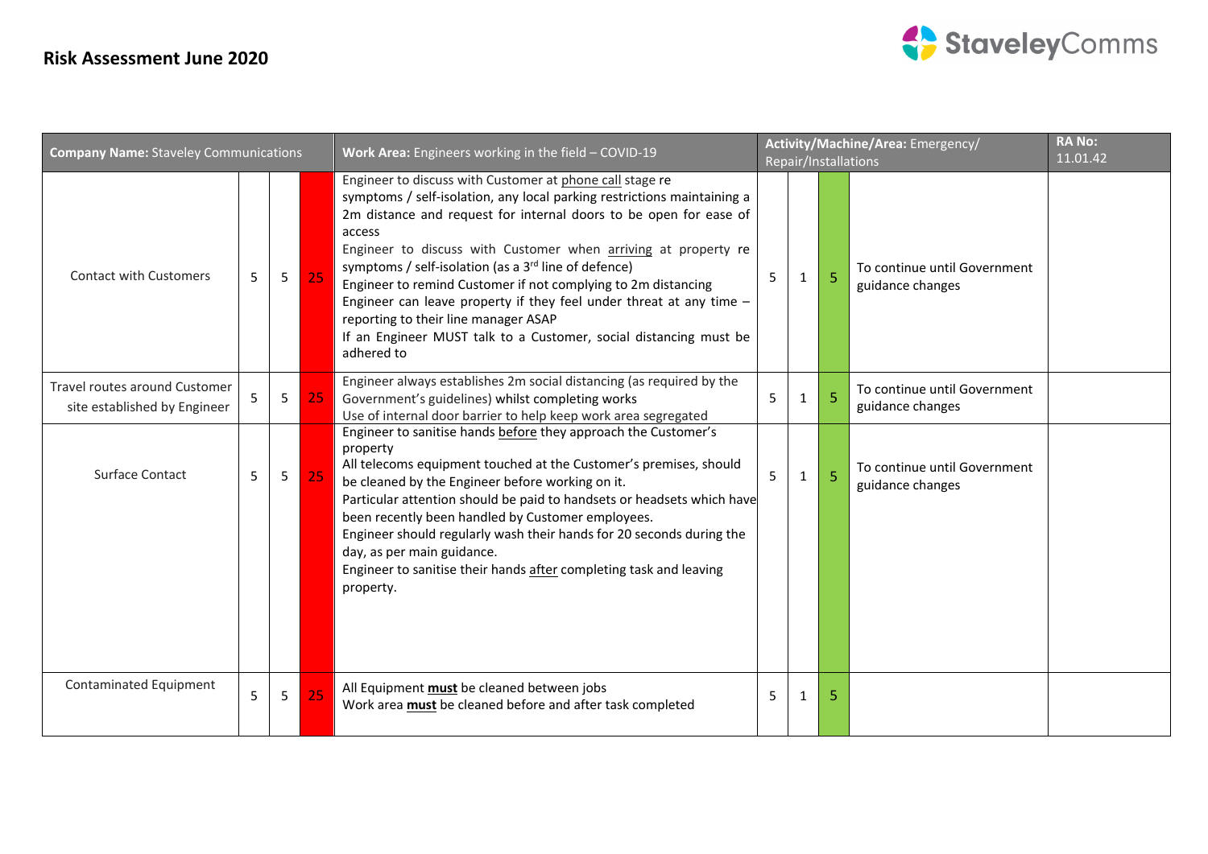## Risk Assessment June 2020

| Company Name: Staveley Communications | | | | Work Area: Engineers working in the field – COVID-19 | Activity/Machine/Area: Emergency/ Repair/Installations | | | | RA No: 11.01.42 |
|---|---|---|---|---|---|---|---|---|---|
| Contact with Customers | 5 | 5 | 25 | Engineer to discuss with Customer at phone call stage re symptoms / self-isolation, any local parking restrictions maintaining a 2m distance and request for internal doors to be open for ease of access<br>Engineer to discuss with Customer when arriving at property re symptoms / self-isolation (as a 3rd line of defence)<br>Engineer to remind Customer if not complying to 2m distancing<br>Engineer can leave property if they feel under threat at any time – reporting to their line manager ASAP<br>If an Engineer MUST talk to a Customer, social distancing must be adhered to | 5 | 1 | 5 | To continue until Government guidance changes | |
| Travel routes around Customer site established by Engineer | 5 | 5 | 25 | Engineer always establishes 2m social distancing (as required by the Government's guidelines) whilst completing works<br>Use of internal door barrier to help keep work area segregated | 5 | 1 | 5 | To continue until Government guidance changes | |
| Surface Contact | 5 | 5 | 25 | Engineer to sanitise hands before they approach the Customer's property<br>All telecoms equipment touched at the Customer's premises, should be cleaned by the Engineer before working on it.<br>Particular attention should be paid to handsets or headsets which have been recently been handled by Customer employees.<br>Engineer should regularly wash their hands for 20 seconds during the day, as per main guidance.<br>Engineer to sanitise their hands after completing task and leaving property. | 5 | 1 | 5 | To continue until Government guidance changes | |
| Contaminated Equipment | 5 | 5 | 25 | All Equipment **must** be cleaned between jobs<br>Work area **must** be cleaned before and after task completed | 5 | 1 | 5 | | |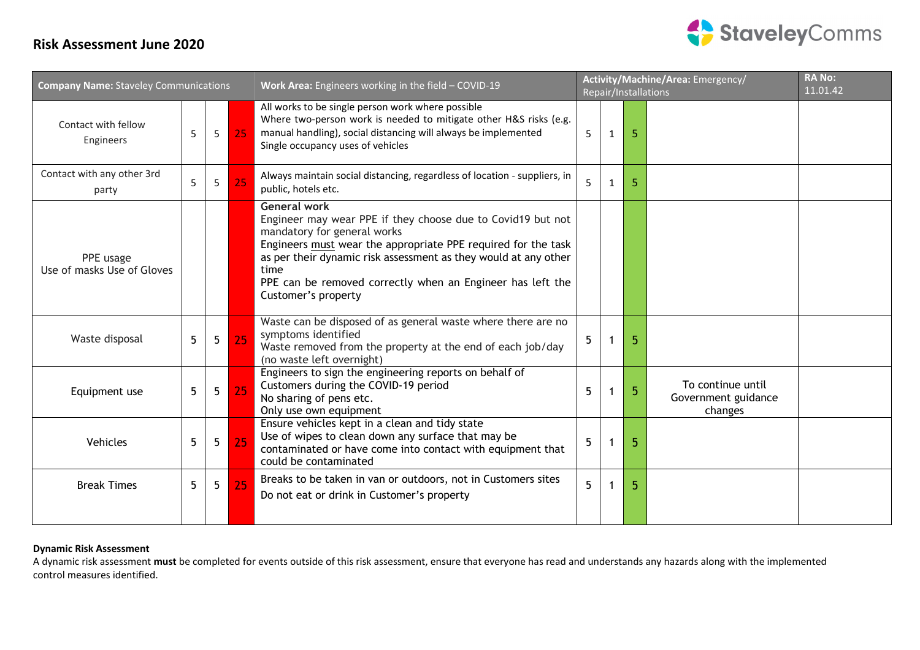## Risk Assessment June 2020

| **Company Name:** Staveley Communications | | | | **Work Area:** Engineers working in the field – COVID-19 | **Activity/Machine/Area:** Emergency/ Repair/Installations | | | | **RA No:** 11.01.42 |
|---|---|---|---|---|---|---|---|---|---|
| Contact with fellow Engineers | 5 | 5 | 25 | All works to be single person work where possible<br>Where two-person work is needed to mitigate other H&S risks (e.g. manual handling), social distancing will always be implemented<br>Single occupancy uses of vehicles | 5 | 1 | 5 | | |
| Contact with any other 3rd party | 5 | 5 | 25 | Always maintain social distancing, regardless of location - suppliers, in public, hotels etc. | 5 | 1 | 5 | | |
| PPE usage<br>Use of masks Use of Gloves | | | | **General work**<br>Engineer may wear PPE if they choose due to Covid19 but not mandatory for general works<br>Engineers must wear the appropriate PPE required for the task as per their dynamic risk assessment as they would at any other time<br>PPE can be removed correctly when an Engineer has left the Customer's property | | | | | |
| Waste disposal | 5 | 5 | 25 | Waste can be disposed of as general waste where there are no symptoms identified<br>Waste removed from the property at the end of each job/day (no waste left overnight) | 5 | 1 | 5 | | |
| Equipment use | 5 | 5 | 25 | Engineers to sign the engineering reports on behalf of Customers during the COVID-19 period<br>No sharing of pens etc.<br>Only use own equipment | 5 | 1 | 5 | To continue until Government guidance changes | |
| Vehicles | 5 | 5 | 25 | Ensure vehicles kept in a clean and tidy state<br>Use of wipes to clean down any surface that may be contaminated or have come into contact with equipment that could be contaminated | 5 | 1 | 5 | | |
| Break Times | 5 | 5 | 25 | Breaks to be taken in van or outdoors, not in Customers sites<br>Do not eat or drink in Customer's property | 5 | 1 | 5 | | |

**Dynamic Risk Assessment**

A dynamic risk assessment **must** be completed for events outside of this risk assessment, ensure that everyone has read and understands any hazards along with the implemented control measures identified.